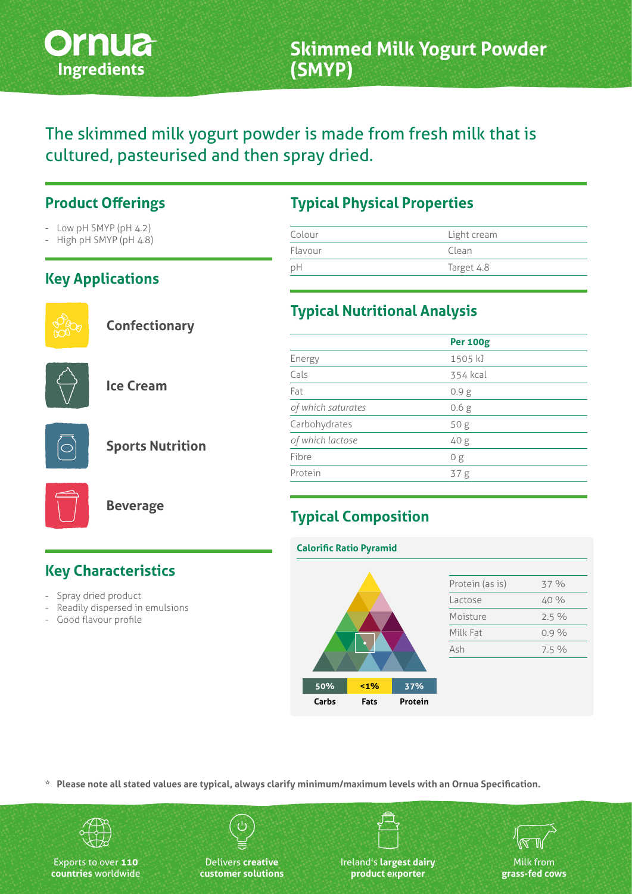Ornua Ingredients

# Skimmed Milk Yogurt Powder (SMYP)

## The skimmed milk yogurt powder is made from fresh milk that is cultured, pasteurised and then spray dried.

## Product Offerings

- Low pH SMYP (pH 4.2)
- High pH SMYP (pH 4.8)

## Key Applications

- Confectionary
- Ice Cream
- Sports Nutrition
- Beverage

## Key Characteristics

- Spray dried product
- Readily dispersed in emulsions
- Good flavour profile

## Typical Physical Properties

| | |
|---|---|
| Colour | Light cream |
| Flavour | Clean |
| pH | Target 4.8 |

## Typical Nutritional Analysis

| | Per 100g |
|---|---|
| Energy | 1505 kJ |
| Cals | 354 kcal |
| Fat | 0.9 g |
| *of which saturates* | 0.6 g |
| Carbohydrates | 50 g |
| *of which lactose* | 40 g |
| Fibre | 0 g |
| Protein | 37 g |

## Typical Composition

**Calorific Ratio Pyramid**

| 50% | <1% | 37% |
|---|---|---|
| Carbs | Fats | Protein |

| | |
|---|---|
| Protein (as is) | 37 % |
| Lactose | 40 % |
| Moisture | 2.5 % |
| Milk Fat | 0.9 % |
| Ash | 7.5 % |

\* **Please note all stated values are typical, always clarify minimum/maximum levels with an Ornua Specification.**

Exports to over **110 countries** worldwide

Delivers **creative customer solutions**

Ireland's **largest dairy product exporter**

Milk from **grass-fed cows**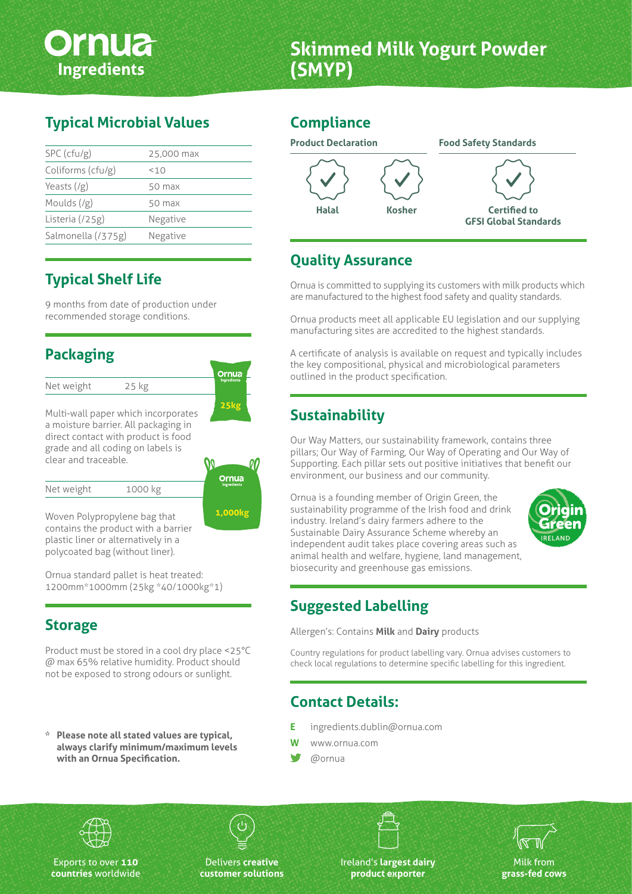# Skimmed Milk Yogurt Powder (SMYP)

## Typical Microbial Values

| | |
|---|---|
| SPC (cfu/g) | 25,000 max |
| Coliforms (cfu/g) | <10 |
| Yeasts (/g) | 50 max |
| Moulds (/g) | 50 max |
| Listeria (/25g) | Negative |
| Salmonella (/375g) | Negative |

## Typical Shelf Life

9 months from date of production under recommended storage conditions.

## Packaging

Net weight 25 kg

Multi-wall paper which incorporates a moisture barrier. All packaging in direct contact with product is food grade and all coding on labels is clear and traceable.

Net weight 1000 kg

Woven Polypropylene bag that contains the product with a barrier plastic liner or alternatively in a polycoated bag (without liner).

Ornua standard pallet is heat treated: 1200mm*1000mm (25kg *40/1000kg*1)

## Storage

Product must be stored in a cool dry place <25°C @ max 65% relative humidity. Product should not be exposed to strong odours or sunlight.

\* **Please note all stated values are typical, always clarify minimum/maximum levels with an Ornua Specification.**

## Compliance

**Product Declaration**

- Halal
- Kosher

**Food Safety Standards**

- Certified to GFSI Global Standards

## Quality Assurance

Ornua is committed to supplying its customers with milk products which are manufactured to the highest food safety and quality standards.

Ornua products meet all applicable EU legislation and our supplying manufacturing sites are accredited to the highest standards.

A certificate of analysis is available on request and typically includes the key compositional, physical and microbiological parameters outlined in the product specification.

## Sustainability

Our Way Matters, our sustainability framework, contains three pillars; Our Way of Farming, Our Way of Operating and Our Way of Supporting. Each pillar sets out positive initiatives that benefit our environment, our business and our community.

Ornua is a founding member of Origin Green, the sustainability programme of the Irish food and drink industry. Ireland's dairy farmers adhere to the Sustainable Dairy Assurance Scheme whereby an independent audit takes place covering areas such as animal health and welfare, hygiene, land management, biosecurity and greenhouse gas emissions.

## Suggested Labelling

Allergen's: Contains **Milk** and **Dairy** products

Country regulations for product labelling vary. Ornua advises customers to check local regulations to determine specific labelling for this ingredient.

## Contact Details:

- **E** ingredients.dublin@ornua.com
- **W** www.ornua.com
- @ornua

Exports to over **110 countries** worldwide

Delivers **creative customer solutions**

Ireland's **largest dairy product exporter**

Milk from **grass-fed cows**